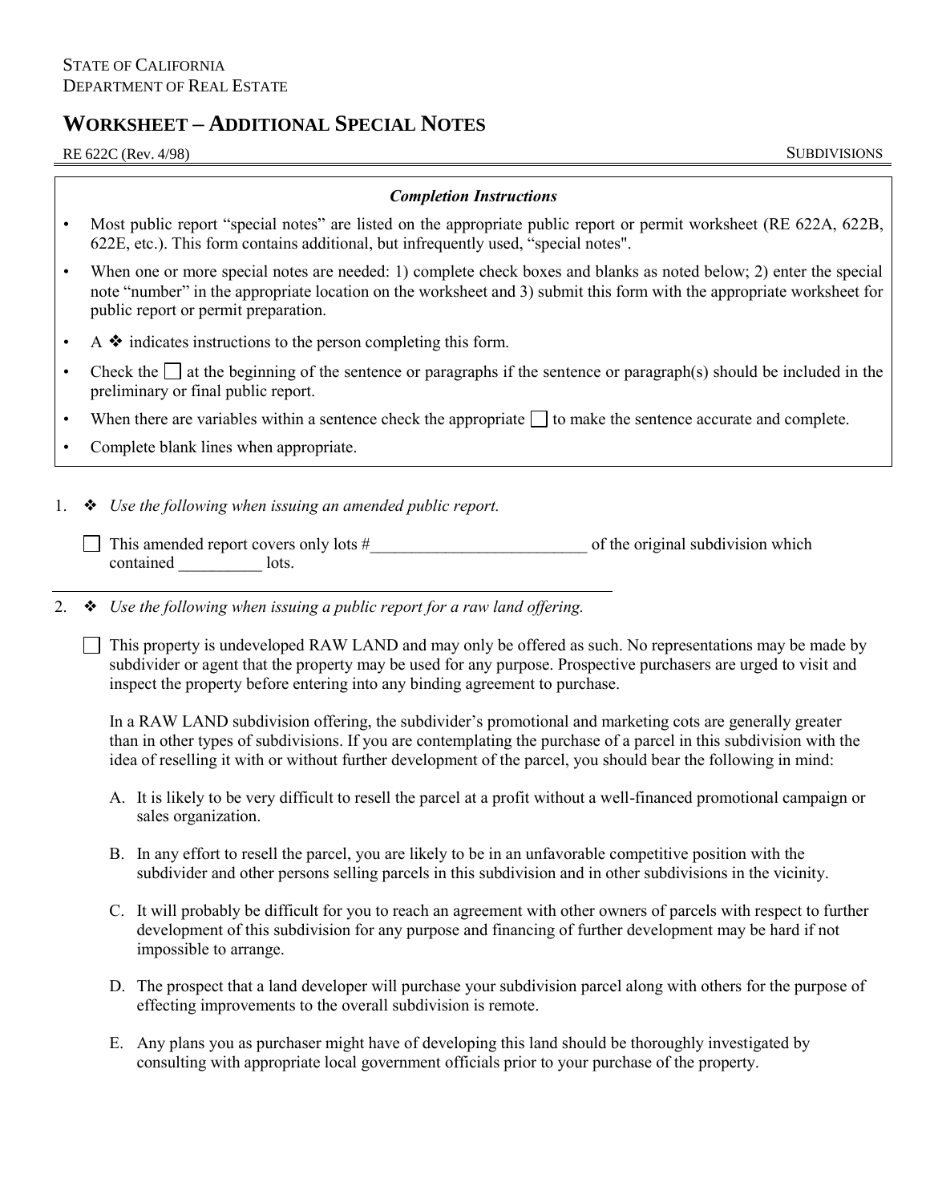STATE OF CALIFORNIA
DEPARTMENT OF REAL ESTATE

# WORKSHEET – ADDITIONAL SPECIAL NOTES

RE 622C (Rev. 4/98) SUBDIVISIONS

***Completion Instructions***

- Most public report “special notes” are listed on the appropriate public report or permit worksheet (RE 622A, 622B, 622E, etc.). This form contains additional, but infrequently used, “special notes".
- When one or more special notes are needed: 1) complete check boxes and blanks as noted below; 2) enter the special note “number” in the appropriate location on the worksheet and 3) submit this form with the appropriate worksheet for public report or permit preparation.
- A ❖ indicates instructions to the person completing this form.
- Check the ☐ at the beginning of the sentence or paragraphs if the sentence or paragraph(s) should be included in the preliminary or final public report.
- When there are variables within a sentence check the appropriate ☐ to make the sentence accurate and complete.
- Complete blank lines when appropriate.

1. ❖ *Use the following when issuing an amended public report.*

   ☐ This amended report covers only lots #__________________________ of the original subdivision which contained __________ lots.

2. ❖ *Use the following when issuing a public report for a raw land offering.*

   ☐ This property is undeveloped RAW LAND and may only be offered as such. No representations may be made by subdivider or agent that the property may be used for any purpose. Prospective purchasers are urged to visit and inspect the property before entering into any binding agreement to purchase.

   In a RAW LAND subdivision offering, the subdivider’s promotional and marketing cots are generally greater than in other types of subdivisions. If you are contemplating the purchase of a parcel in this subdivision with the idea of reselling it with or without further development of the parcel, you should bear the following in mind:

   A. It is likely to be very difficult to resell the parcel at a profit without a well-financed promotional campaign or sales organization.

   B. In any effort to resell the parcel, you are likely to be in an unfavorable competitive position with the subdivider and other persons selling parcels in this subdivision and in other subdivisions in the vicinity.

   C. It will probably be difficult for you to reach an agreement with other owners of parcels with respect to further development of this subdivision for any purpose and financing of further development may be hard if not impossible to arrange.

   D. The prospect that a land developer will purchase your subdivision parcel along with others for the purpose of effecting improvements to the overall subdivision is remote.

   E. Any plans you as purchaser might have of developing this land should be thoroughly investigated by consulting with appropriate local government officials prior to your purchase of the property.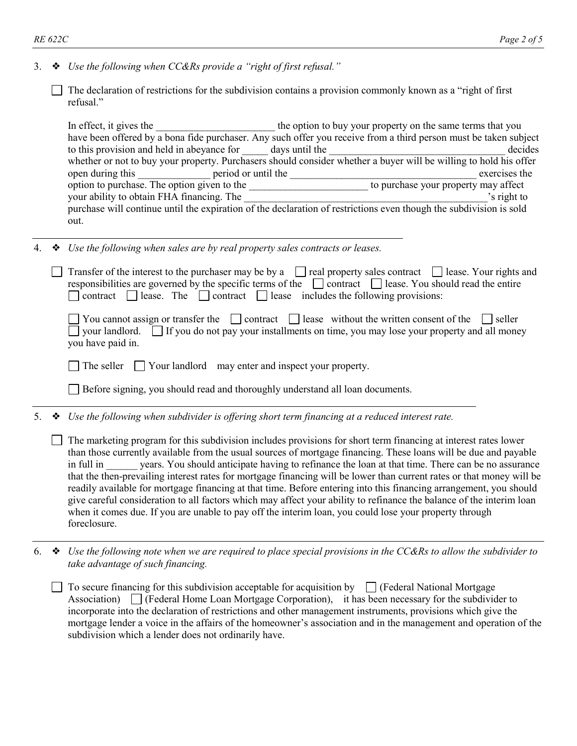3. ❖ *Use the following when CC&Rs provide a "right of first refusal."*

   ☐ The declaration of restrictions for the subdivision contains a provision commonly known as a "right of first refusal."

   In effect, it gives the _______________________ the option to buy your property on the same terms that you have been offered by a bona fide purchaser. Any such offer you receive from a third person must be taken subject to this provision and held in abeyance for _____ days until the _________________________________ decides whether or not to buy your property. Purchasers should consider whether a buyer will be willing to hold his offer open during this ______________ period or until the ____________________________________ exercises the option to purchase. The option given to the _______________________ to purchase your property may affect your ability to obtain FHA financing. The _________________________________________________'s right to purchase will continue until the expiration of the declaration of restrictions even though the subdivision is sold out.

---

4. ❖ *Use the following when sales are by real property sales contracts or leases.*

   ☐ Transfer of the interest to the purchaser may be by a ☐ real property sales contract ☐ lease. Your rights and responsibilities are governed by the specific terms of the ☐ contract ☐ lease. You should read the entire ☐ contract ☐ lease. The ☐ contract ☐ lease includes the following provisions:

   ☐ You cannot assign or transfer the ☐ contract ☐ lease without the written consent of the ☐ seller ☐ your landlord. ☐ If you do not pay your installments on time, you may lose your property and all money you have paid in.

   ☐ The seller ☐ Your landlord may enter and inspect your property.

   ☐ Before signing, you should read and thoroughly understand all loan documents.

---

5. ❖ *Use the following when subdivider is offering short term financing at a reduced interest rate.*

   ☐ The marketing program for this subdivision includes provisions for short term financing at interest rates lower than those currently available from the usual sources of mortgage financing. These loans will be due and payable in full in ______ years. You should anticipate having to refinance the loan at that time. There can be no assurance that the then-prevailing interest rates for mortgage financing will be lower than current rates or that money will be readily available for mortgage financing at that time. Before entering into this financing arrangement, you should give careful consideration to all factors which may affect your ability to refinance the balance of the interim loan when it comes due. If you are unable to pay off the interim loan, you could lose your property through foreclosure.

---

6. ❖ *Use the following note when we are required to place special provisions in the CC&Rs to allow the subdivider to take advantage of such financing.*

   ☐ To secure financing for this subdivision acceptable for acquisition by ☐ (Federal National Mortgage Association) ☐ (Federal Home Loan Mortgage Corporation), it has been necessary for the subdivider to incorporate into the declaration of restrictions and other management instruments, provisions which give the mortgage lender a voice in the affairs of the homeowner's association and in the management and operation of the subdivision which a lender does not ordinarily have.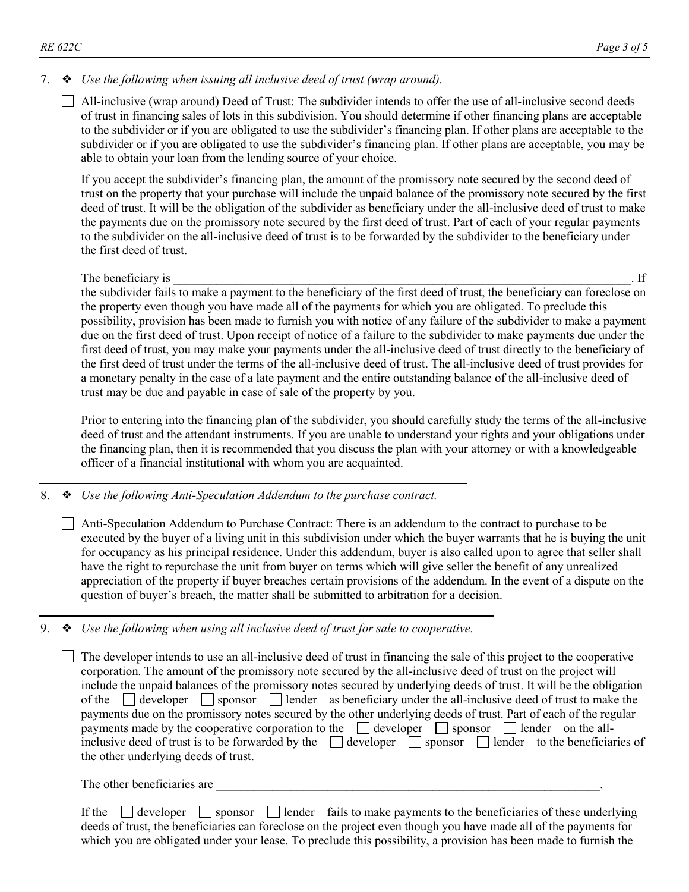7. ❖ *Use the following when issuing all inclusive deed of trust (wrap around).*

   ☐ All-inclusive (wrap around) Deed of Trust: The subdivider intends to offer the use of all-inclusive second deeds of trust in financing sales of lots in this subdivision. You should determine if other financing plans are acceptable to the subdivider or if you are obligated to use the subdivider's financing plan. If other plans are acceptable to the subdivider or if you are obligated to use the subdivider's financing plan. If other plans are acceptable, you may be able to obtain your loan from the lending source of your choice.

   If you accept the subdivider's financing plan, the amount of the promissory note secured by the second deed of trust on the property that your purchase will include the unpaid balance of the promissory note secured by the first deed of trust. It will be the obligation of the subdivider as beneficiary under the all-inclusive deed of trust to make the payments due on the promissory note secured by the first deed of trust. Part of each of your regular payments to the subdivider on the all-inclusive deed of trust is to be forwarded by the subdivider to the beneficiary under the first deed of trust.

   The beneficiary is ________________________________________________________________. If the subdivider fails to make a payment to the beneficiary of the first deed of trust, the beneficiary can foreclose on the property even though you have made all of the payments for which you are obligated. To preclude this possibility, provision has been made to furnish you with notice of any failure of the subdivider to make a payment due on the first deed of trust. Upon receipt of notice of a failure to the subdivider to make payments due under the first deed of trust, you may make your payments under the all-inclusive deed of trust directly to the beneficiary of the first deed of trust under the terms of the all-inclusive deed of trust. The all-inclusive deed of trust provides for a monetary penalty in the case of a late payment and the entire outstanding balance of the all-inclusive deed of trust may be due and payable in case of sale of the property by you.

   Prior to entering into the financing plan of the subdivider, you should carefully study the terms of the all-inclusive deed of trust and the attendant instruments. If you are unable to understand your rights and your obligations under the financing plan, then it is recommended that you discuss the plan with your attorney or with a knowledgeable officer of a financial institutional with whom you are acquainted.

---

8. ❖ *Use the following Anti-Speculation Addendum to the purchase contract.*

   ☐ Anti-Speculation Addendum to Purchase Contract: There is an addendum to the contract to purchase to be executed by the buyer of a living unit in this subdivision under which the buyer warrants that he is buying the unit for occupancy as his principal residence. Under this addendum, buyer is also called upon to agree that seller shall have the right to repurchase the unit from buyer on terms which will give seller the benefit of any unrealized appreciation of the property if buyer breaches certain provisions of the addendum. In the event of a dispute on the question of buyer's breach, the matter shall be submitted to arbitration for a decision.

---

9. ❖ *Use the following when using all inclusive deed of trust for sale to cooperative.*

   ☐ The developer intends to use an all-inclusive deed of trust in financing the sale of this project to the cooperative corporation. The amount of the promissory note secured by the all-inclusive deed of trust on the project will include the unpaid balances of the promissory notes secured by underlying deeds of trust. It will be the obligation of the ☐ developer ☐ sponsor ☐ lender as beneficiary under the all-inclusive deed of trust to make the payments due on the promissory notes secured by the other underlying deeds of trust. Part of each of the regular payments made by the cooperative corporation to the ☐ developer ☐ sponsor ☐ lender on the all-inclusive deed of trust is to be forwarded by the ☐ developer ☐ sponsor ☐ lender to the beneficiaries of the other underlying deeds of trust.

   The other beneficiaries are ________________________________________________________________.

   If the ☐ developer ☐ sponsor ☐ lender fails to make payments to the beneficiaries of these underlying deeds of trust, the beneficiaries can foreclose on the project even though you have made all of the payments for which you are obligated under your lease. To preclude this possibility, a provision has been made to furnish the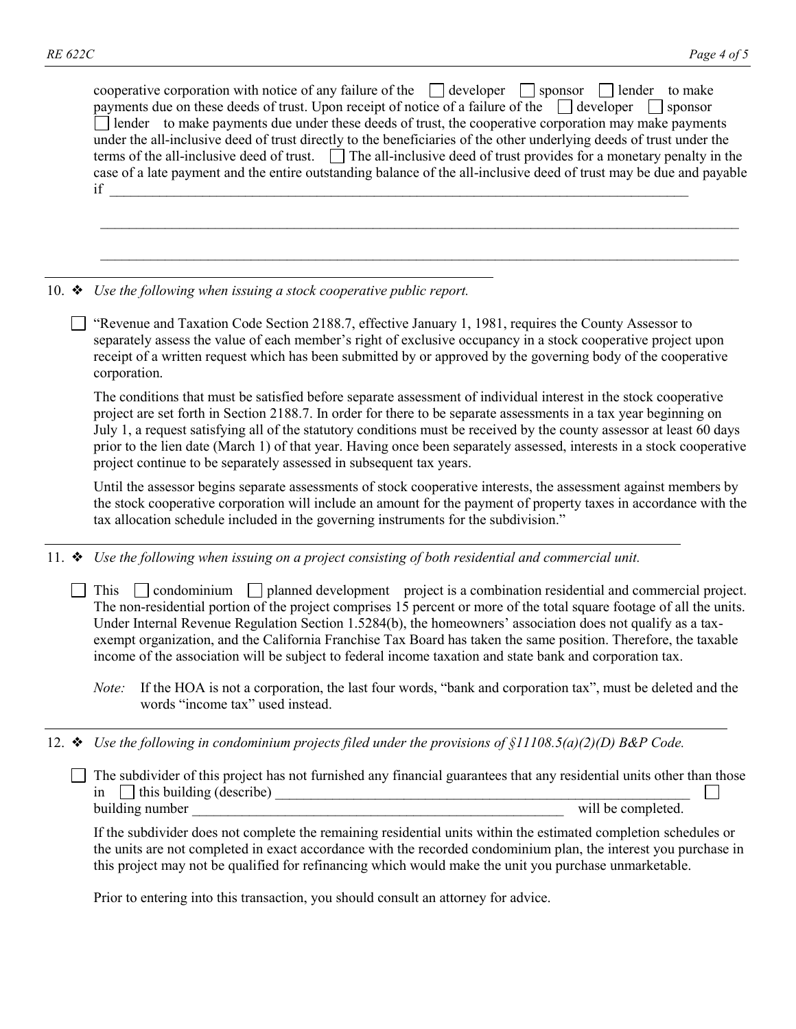cooperative corporation with notice of any failure of the ☐ developer ☐ sponsor ☐ lender to make payments due on these deeds of trust. Upon receipt of notice of a failure of the ☐ developer ☐ sponsor ☐ lender to make payments due under these deeds of trust, the cooperative corporation may make payments under the all-inclusive deed of trust directly to the beneficiaries of the other underlying deeds of trust under the terms of the all-inclusive deed of trust. ☐ The all-inclusive deed of trust provides for a monetary penalty in the case of a late payment and the entire outstanding balance of the all-inclusive deed of trust may be due and payable if ______________________________________________________________________________

______________________________________________________________________________

______________________________________________________________________________

---

10. ❖ *Use the following when issuing a stock cooperative public report.*

☐ "Revenue and Taxation Code Section 2188.7, effective January 1, 1981, requires the County Assessor to separately assess the value of each member's right of exclusive occupancy in a stock cooperative project upon receipt of a written request which has been submitted by or approved by the governing body of the cooperative corporation.

The conditions that must be satisfied before separate assessment of individual interest in the stock cooperative project are set forth in Section 2188.7. In order for there to be separate assessments in a tax year beginning on July 1, a request satisfying all of the statutory conditions must be received by the county assessor at least 60 days prior to the lien date (March 1) of that year. Having once been separately assessed, interests in a stock cooperative project continue to be separately assessed in subsequent tax years.

Until the assessor begins separate assessments of stock cooperative interests, the assessment against members by the stock cooperative corporation will include an amount for the payment of property taxes in accordance with the tax allocation schedule included in the governing instruments for the subdivision."

---

11. ❖ *Use the following when issuing on a project consisting of both residential and commercial unit.*

☐ This ☐ condominium ☐ planned development project is a combination residential and commercial project. The non-residential portion of the project comprises 15 percent or more of the total square footage of all the units. Under Internal Revenue Regulation Section 1.5284(b), the homeowners' association does not qualify as a tax-exempt organization, and the California Franchise Tax Board has taken the same position. Therefore, the taxable income of the association will be subject to federal income taxation and state bank and corporation tax.

*Note:* If the HOA is not a corporation, the last four words, "bank and corporation tax", must be deleted and the words "income tax" used instead.

---

12. ❖ *Use the following in condominium projects filed under the provisions of §11108.5(a)(2)(D) B&P Code.*

☐ The subdivider of this project has not furnished any financial guarantees that any residential units other than those in ☐ this building (describe) ______________________________________________________ ☐ building number ______________________________________________________ will be completed.

If the subdivider does not complete the remaining residential units within the estimated completion schedules or the units are not completed in exact accordance with the recorded condominium plan, the interest you purchase in this project may not be qualified for refinancing which would make the unit you purchase unmarketable.

Prior to entering into this transaction, you should consult an attorney for advice.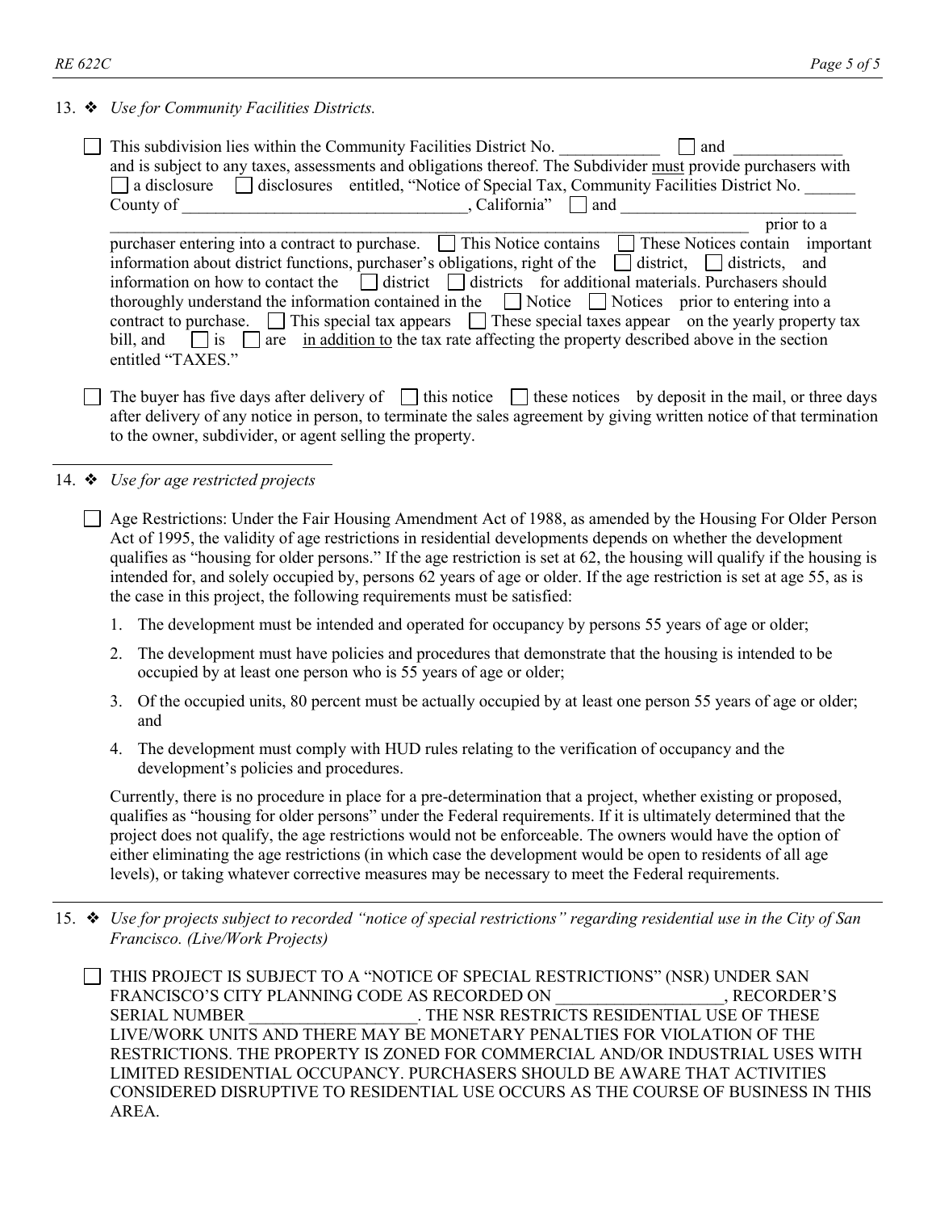13. ❖ *Use for Community Facilities Districts.*

☐ This subdivision lies within the Community Facilities District No. ____________ ☐ and _____________ and is subject to any taxes, assessments and obligations thereof. The Subdivider must provide purchasers with ☐ a disclosure ☐ disclosures entitled, "Notice of Special Tax, Community Facilities District No. ______ County of __________________________________, California" ☐ and ____________________________ __________________________________________________________________________ prior to a purchaser entering into a contract to purchase. ☐ This Notice contains ☐ These Notices contain important information about district functions, purchaser's obligations, right of the ☐ district, ☐ districts, and information on how to contact the ☐ district ☐ districts for additional materials. Purchasers should thoroughly understand the information contained in the ☐ Notice ☐ Notices prior to entering into a contract to purchase. ☐ This special tax appears ☐ These special taxes appear on the yearly property tax bill, and ☐ is ☐ are in addition to the tax rate affecting the property described above in the section entitled "TAXES."

☐ The buyer has five days after delivery of ☐ this notice ☐ these notices by deposit in the mail, or three days after delivery of any notice in person, to terminate the sales agreement by giving written notice of that termination to the owner, subdivider, or agent selling the property.

---

14. ❖ *Use for age restricted projects*

☐ Age Restrictions: Under the Fair Housing Amendment Act of 1988, as amended by the Housing For Older Person Act of 1995, the validity of age restrictions in residential developments depends on whether the development qualifies as "housing for older persons." If the age restriction is set at 62, the housing will qualify if the housing is intended for, and solely occupied by, persons 62 years of age or older. If the age restriction is set at age 55, as is the case in this project, the following requirements must be satisfied:

1. The development must be intended and operated for occupancy by persons 55 years of age or older;
2. The development must have policies and procedures that demonstrate that the housing is intended to be occupied by at least one person who is 55 years of age or older;
3. Of the occupied units, 80 percent must be actually occupied by at least one person 55 years of age or older; and
4. The development must comply with HUD rules relating to the verification of occupancy and the development's policies and procedures.

Currently, there is no procedure in place for a pre-determination that a project, whether existing or proposed, qualifies as "housing for older persons" under the Federal requirements. If it is ultimately determined that the project does not qualify, the age restrictions would not be enforceable. The owners would have the option of either eliminating the age restrictions (in which case the development would be open to residents of all age levels), or taking whatever corrective measures may be necessary to meet the Federal requirements.

---

15. ❖ *Use for projects subject to recorded "notice of special restrictions" regarding residential use in the City of San Francisco. (Live/Work Projects)*

☐ THIS PROJECT IS SUBJECT TO A "NOTICE OF SPECIAL RESTRICTIONS" (NSR) UNDER SAN FRANCISCO'S CITY PLANNING CODE AS RECORDED ON ____________________, RECORDER'S SERIAL NUMBER ____________________. THE NSR RESTRICTS RESIDENTIAL USE OF THESE LIVE/WORK UNITS AND THERE MAY BE MONETARY PENALTIES FOR VIOLATION OF THE RESTRICTIONS. THE PROPERTY IS ZONED FOR COMMERCIAL AND/OR INDUSTRIAL USES WITH LIMITED RESIDENTIAL OCCUPANCY. PURCHASERS SHOULD BE AWARE THAT ACTIVITIES CONSIDERED DISRUPTIVE TO RESIDENTIAL USE OCCURS AS THE COURSE OF BUSINESS IN THIS AREA.